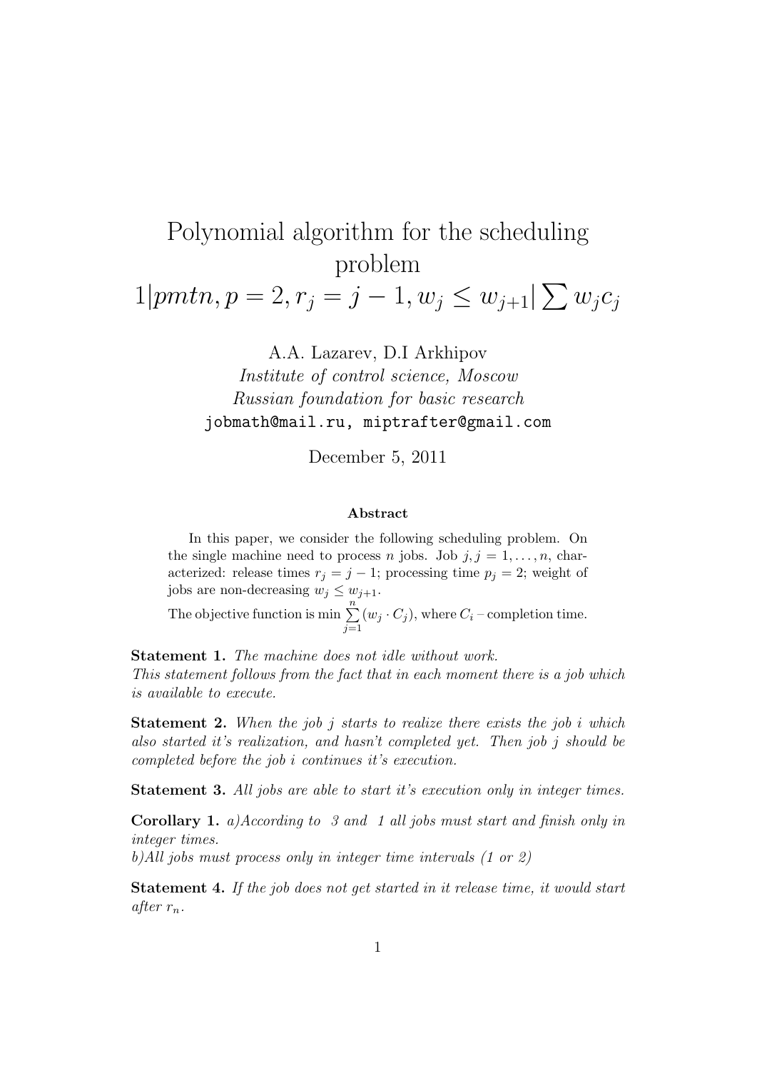# Polynomial algorithm for the scheduling problem $1|pmtn, p = 2, r_j = j - 1, w_j \leq w_{j+1}|\sum w_j c_j$

A.A. Lazarev, D.I Arkhipov

*Institute of control science, Moscow*

*Russian foundation for basic research*

`jobmath@mail.ru, miptrafter@gmail.com`

December 5, 2011

#### Abstract

In this paper, we consider the following scheduling problem. On the single machine need to process $n$ jobs. Job $j, j = 1, \ldots, n$, characterized: release times $r_j = j - 1$; processing time $p_j = 2$; weight of jobs are non-decreasing $w_j \leq w_{j+1}$.

The objective function is $\min \sum_{j=1}^{n}(w_j \cdot C_j)$, where $C_i$ – completion time.

**Statement 1.** *The machine does not idle without work.*
*This statement follows from the fact that in each moment there is a job which is available to execute.*

**Statement 2.** *When the job $j$ starts to realize there exists the job $i$ which also started it's realization, and hasn't completed yet. Then job $j$ should be completed before the job $i$ continues it's execution.*

**Statement 3.** *All jobs are able to start it's execution only in integer times.*

**Corollary 1.** *a)According to 3 and 1 all jobs must start and finish only in integer times.*
*b)All jobs must process only in integer time intervals (1 or 2)*

**Statement 4.** *If the job does not get started in it release time, it would start after $r_n$.*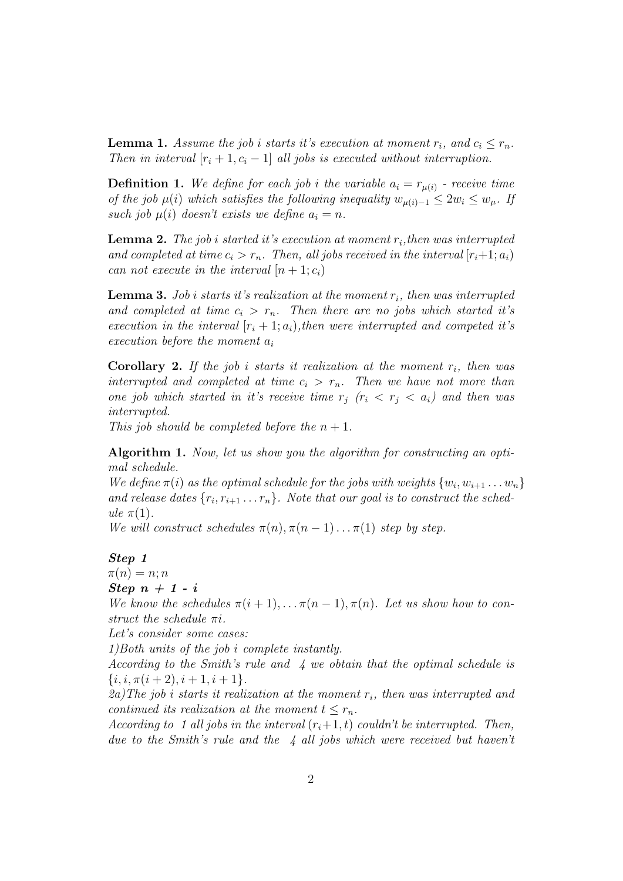**Lemma 1.** *Assume the job $i$ starts it's execution at moment $r_i$, and $c_i \leq r_n$. Then in interval $[r_i + 1, c_i - 1]$ all jobs is executed without interruption.*

**Definition 1.** *We define for each job $i$ the variable $a_i = r_{\mu(i)}$ - receive time of the job $\mu(i)$ which satisfies the following inequality $w_{\mu(i)-1} \leq 2w_i \leq w_\mu$. If such job $\mu(i)$ doesn't exists we define $a_i = n$.*

**Lemma 2.** *The job $i$ started it's execution at moment $r_i$, then was interrupted and completed at time $c_i > r_n$. Then, all jobs received in the interval $[r_i+1; a_i)$ can not execute in the interval $[n + 1; c_i)$*

**Lemma 3.** *Job $i$ starts it's realization at the moment $r_i$, then was interrupted and completed at time $c_i > r_n$. Then there are no jobs which started it's execution in the interval $[r_i + 1; a_i)$, then were interrupted and competed it's execution before the moment $a_i$*

**Corollary 2.** *If the job $i$ starts it realization at the moment $r_i$, then was interrupted and completed at time $c_i > r_n$. Then we have not more than one job which started in it's receive time $r_j$ ($r_i < r_j < a_i$) and then was interrupted.*
*This job should be completed before the $n + 1$.*

**Algorithm 1.** *Now, let us show you the algorithm for constructing an optimal schedule.*
*We define $\pi(i)$ as the optimal schedule for the jobs with weights $\{w_i, w_{i+1} \dots w_n\}$ and release dates $\{r_i, r_{i+1} \dots r_n\}$. Note that our goal is to construct the schedule $\pi(1)$.*
*We will construct schedules $\pi(n), \pi(n-1) \dots \pi(1)$ step by step.*

***Step 1***
$\pi(n) = n; n$
***Step n + 1 - i***
*We know the schedules $\pi(i + 1), \dots \pi(n - 1), \pi(n)$. Let us show how to construct the schedule $\pi i$.*
*Let's consider some cases:*
*1)Both units of the job $i$ complete instantly.*
*According to the Smith's rule and 4 we obtain that the optimal schedule is $\{i, i, \pi(i + 2), i + 1, i + 1\}$.*
*2a)The job $i$ starts it realization at the moment $r_i$, then was interrupted and continued its realization at the moment $t \leq r_n$.*
*According to 1 all jobs in the interval $(r_i+1, t)$ couldn't be interrupted. Then, due to the Smith's rule and the 4 all jobs which were received but haven't*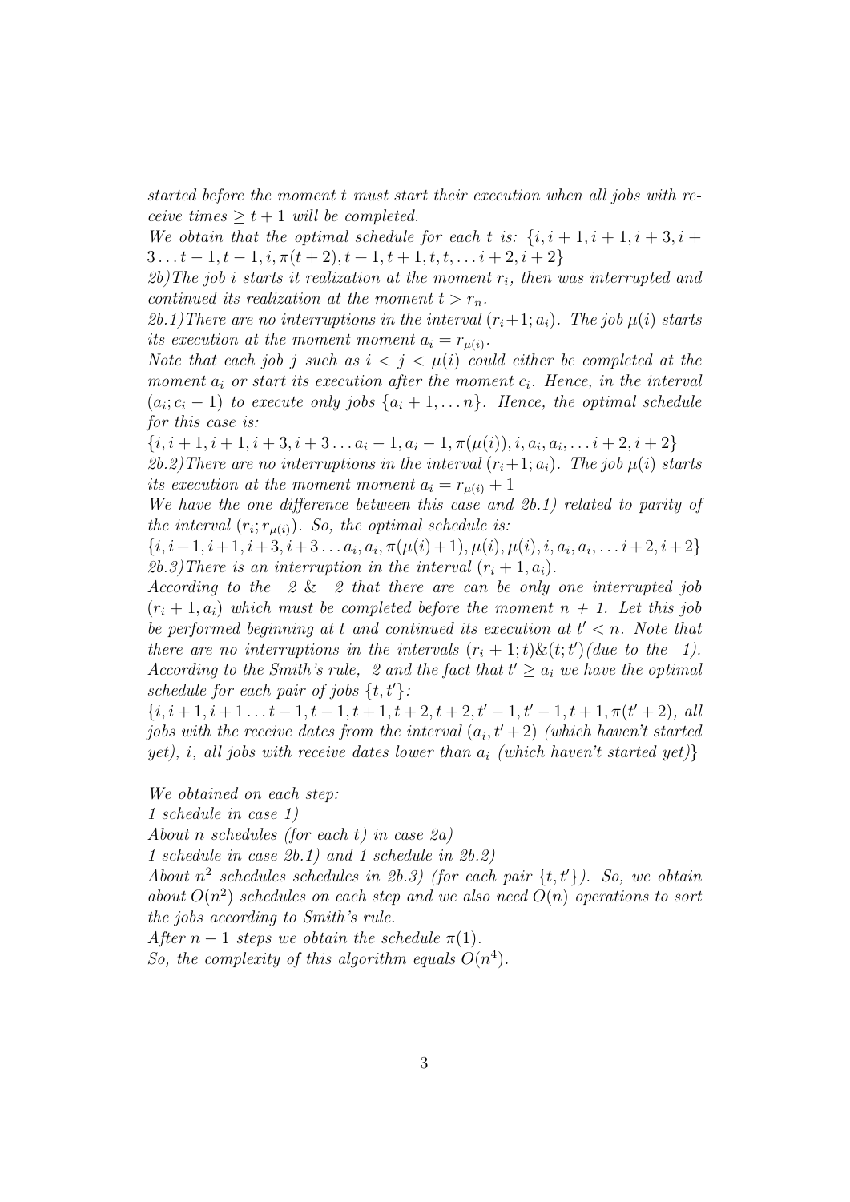*started before the moment t must start their execution when all jobs with receive times $\geq t+1$ will be completed.*

*We obtain that the optimal schedule for each t is:* $\{i, i+1, i+1, i+3, i+3 \ldots t-1, t-1, i, \pi(t+2), t+1, t+1, t, t, \ldots i+2, i+2\}$

*2b) The job i starts it realization at the moment* $r_i$*, then was interrupted and continued its realization at the moment* $t > r_n$.

*2b.1) There are no interruptions in the interval* $(r_i+1; a_i)$*. The job* $\mu(i)$ *starts its execution at the moment moment* $a_i = r_{\mu(i)}$.

*Note that each job j such as* $i < j < \mu(i)$ *could either be completed at the moment* $a_i$ *or start its execution after the moment* $c_i$*. Hence, in the interval* $(a_i; c_i - 1)$ *to execute only jobs* $\{a_i + 1, \ldots n\}$*. Hence, the optimal schedule for this case is:*

$\{i, i+1, i+1, i+3, i+3 \ldots a_i - 1, a_i - 1, \pi(\mu(i)), i, a_i, a_i, \ldots i+2, i+2\}$

*2b.2) There are no interruptions in the interval* $(r_i+1; a_i)$*. The job* $\mu(i)$ *starts its execution at the moment moment* $a_i = r_{\mu(i)} + 1$

*We have the one difference between this case and 2b.1) related to parity of the interval* $(r_i; r_{\mu(i)})$*. So, the optimal schedule is:*

$\{i, i+1, i+1, i+3, i+3 \ldots a_i, a_i, \pi(\mu(i)+1), \mu(i), \mu(i), i, a_i, a_i, \ldots i+2, i+2\}$

*2b.3) There is an interruption in the interval* $(r_i + 1, a_i)$.

*According to the 2 & 2 that there are can be only one interrupted job* $(r_i + 1, a_i)$ *which must be completed before the moment* $n + 1$*. Let this job be performed beginning at t and continued its execution at* $t' < n$*. Note that there are no interruptions in the intervals* $(r_i + 1; t) \& (t; t')$ *(due to the 1). According to the Smith's rule, 2 and the fact that* $t' \geq a_i$ *we have the optimal schedule for each pair of jobs* $\{t, t'\}$:

$\{i, i+1, i+1 \ldots t-1, t-1, t+1, t+2, t+2, t'-1, t'-1, t+1, \pi(t'+2),$ *all jobs with the receive dates from the interval* $(a_i, t'+2)$ *(which haven't started yet), i, all jobs with receive dates lower than* $a_i$ *(which haven't started yet)*$\}$

*We obtained on each step:*

*1 schedule in case 1)*

*About n schedules (for each t) in case 2a)*

*1 schedule in case 2b.1) and 1 schedule in 2b.2)*

*About* $n^2$ *schedules schedules in 2b.3) (for each pair* $\{t, t'\}$*). So, we obtain about* $O(n^2)$ *schedules on each step and we also need* $O(n)$ *operations to sort the jobs according to Smith's rule.*

*After* $n - 1$ *steps we obtain the schedule* $\pi(1)$.

*So, the complexity of this algorithm equals* $O(n^4)$.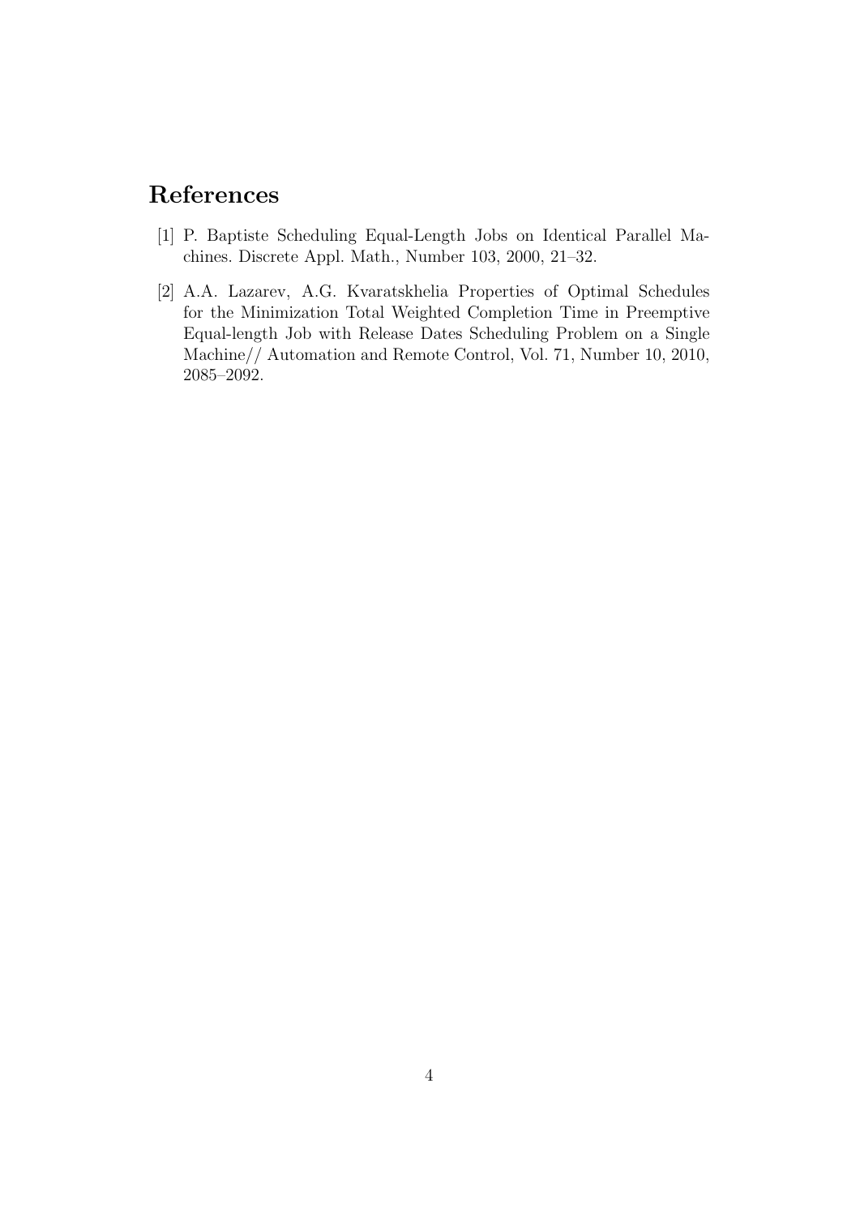# References

[1] P. Baptiste Scheduling Equal-Length Jobs on Identical Parallel Machines. Discrete Appl. Math., Number 103, 2000, 21–32.

[2] A.A. Lazarev, A.G. Kvaratskhelia Properties of Optimal Schedules for the Minimization Total Weighted Completion Time in Preemptive Equal-length Job with Release Dates Scheduling Problem on a Single Machine// Automation and Remote Control, Vol. 71, Number 10, 2010, 2085–2092.